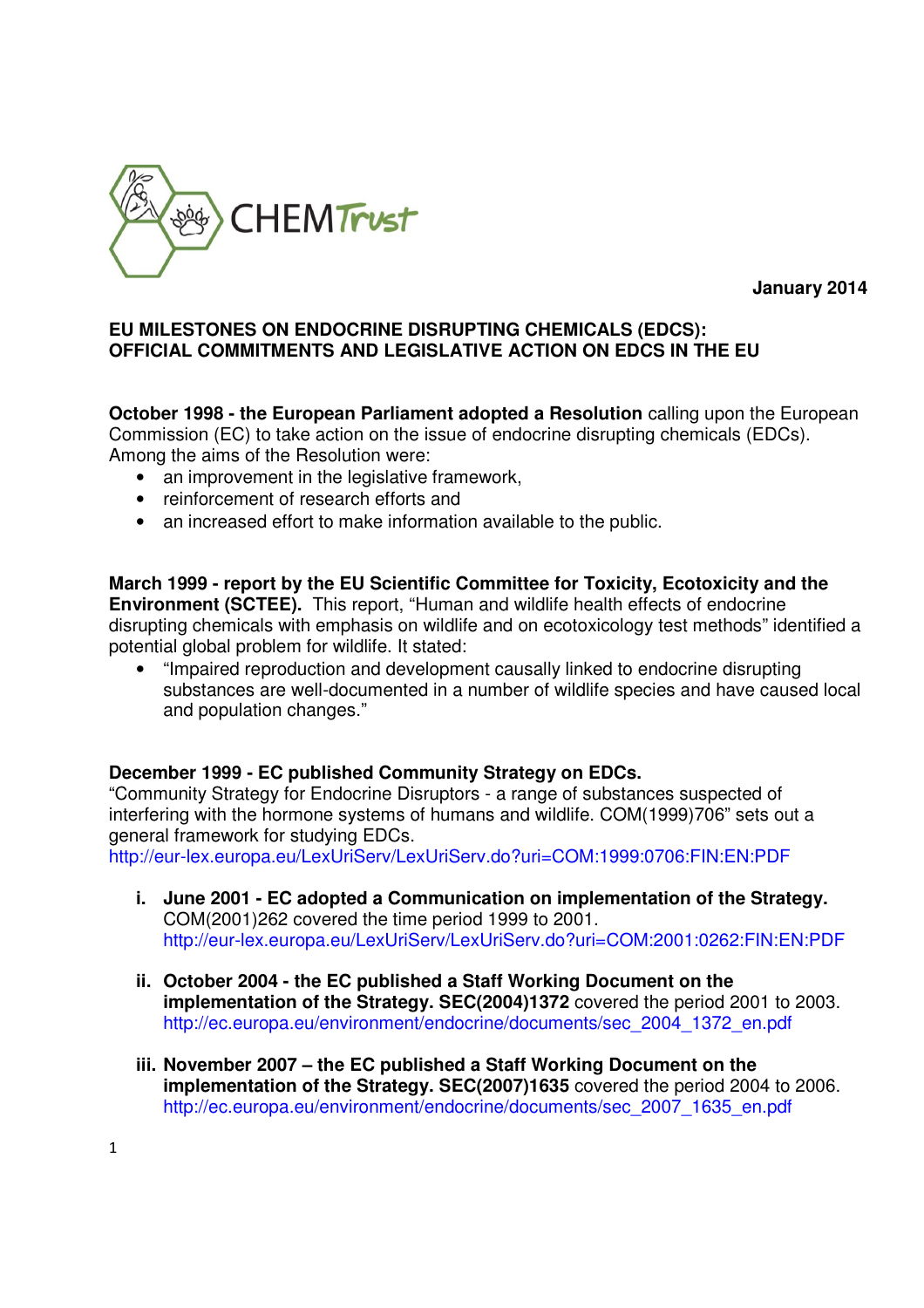CHEMTrust

**January 2014**

# EU MILESTONES ON ENDOCRINE DISRUPTING CHEMICALS (EDCS): OFFICIAL COMMITMENTS AND LEGISLATIVE ACTION ON EDCS IN THE EU

**October 1998 - the European Parliament adopted a Resolution** calling upon the European Commission (EC) to take action on the issue of endocrine disrupting chemicals (EDCs). Among the aims of the Resolution were:

- an improvement in the legislative framework,
- reinforcement of research efforts and
- an increased effort to make information available to the public.

**March 1999 - report by the EU Scientific Committee for Toxicity, Ecotoxicity and the Environment (SCTEE).** This report, "Human and wildlife health effects of endocrine disrupting chemicals with emphasis on wildlife and on ecotoxicology test methods" identified a potential global problem for wildlife. It stated:

- "Impaired reproduction and development causally linked to endocrine disrupting substances are well-documented in a number of wildlife species and have caused local and population changes."

**December 1999 - EC published Community Strategy on EDCs.**
"Community Strategy for Endocrine Disruptors - a range of substances suspected of interfering with the hormone systems of humans and wildlife. COM(1999)706" sets out a general framework for studying EDCs.
http://eur-lex.europa.eu/LexUriServ/LexUriServ.do?uri=COM:1999:0706:FIN:EN:PDF

i. **June 2001 - EC adopted a Communication on implementation of the Strategy.** COM(2001)262 covered the time period 1999 to 2001.
http://eur-lex.europa.eu/LexUriServ/LexUriServ.do?uri=COM:2001:0262:FIN:EN:PDF

ii. **October 2004 - the EC published a Staff Working Document on the implementation of the Strategy. SEC(2004)1372** covered the period 2001 to 2003.
http://ec.europa.eu/environment/endocrine/documents/sec_2004_1372_en.pdf

iii. **November 2007 – the EC published a Staff Working Document on the implementation of the Strategy. SEC(2007)1635** covered the period 2004 to 2006.
http://ec.europa.eu/environment/endocrine/documents/sec_2007_1635_en.pdf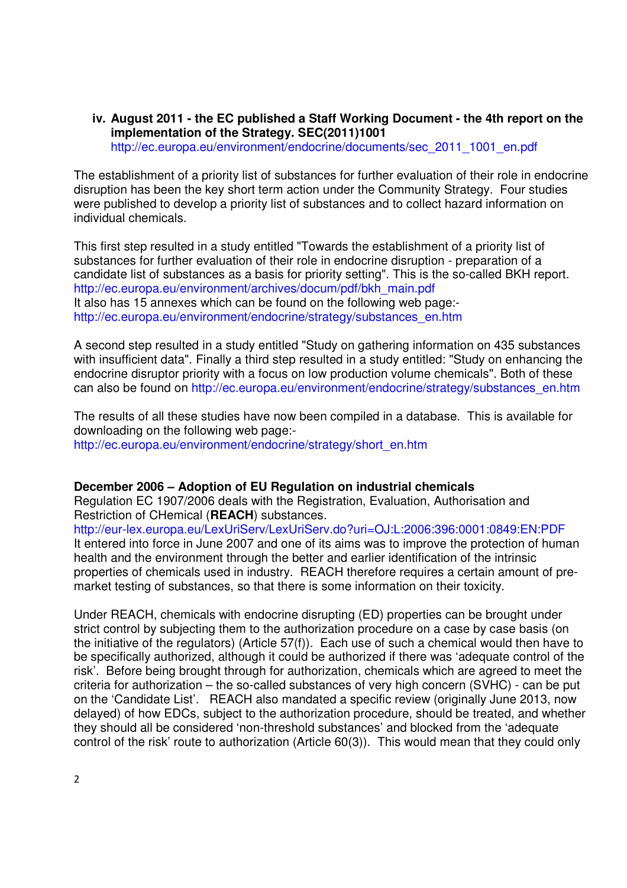iv. **August 2011 - the EC published a Staff Working Document - the 4th report on the implementation of the Strategy. SEC(2011)1001**
http://ec.europa.eu/environment/endocrine/documents/sec_2011_1001_en.pdf

The establishment of a priority list of substances for further evaluation of their role in endocrine disruption has been the key short term action under the Community Strategy. Four studies were published to develop a priority list of substances and to collect hazard information on individual chemicals.

This first step resulted in a study entitled "Towards the establishment of a priority list of substances for further evaluation of their role in endocrine disruption - preparation of a candidate list of substances as a basis for priority setting". This is the so-called BKH report.
http://ec.europa.eu/environment/archives/docum/pdf/bkh_main.pdf
It also has 15 annexes which can be found on the following web page:-
http://ec.europa.eu/environment/endocrine/strategy/substances_en.htm

A second step resulted in a study entitled "Study on gathering information on 435 substances with insufficient data". Finally a third step resulted in a study entitled: "Study on enhancing the endocrine disruptor priority with a focus on low production volume chemicals". Both of these can also be found on http://ec.europa.eu/environment/endocrine/strategy/substances_en.htm

The results of all these studies have now been compiled in a database. This is available for downloading on the following web page:-
http://ec.europa.eu/environment/endocrine/strategy/short_en.htm

**December 2006 – Adoption of EU Regulation on industrial chemicals**
Regulation EC 1907/2006 deals with the Registration, Evaluation, Authorisation and Restriction of CHemical (**REACH**) substances.
http://eur-lex.europa.eu/LexUriServ/LexUriServ.do?uri=OJ:L:2006:396:0001:0849:EN:PDF
It entered into force in June 2007 and one of its aims was to improve the protection of human health and the environment through the better and earlier identification of the intrinsic properties of chemicals used in industry. REACH therefore requires a certain amount of pre-market testing of substances, so that there is some information on their toxicity.

Under REACH, chemicals with endocrine disrupting (ED) properties can be brought under strict control by subjecting them to the authorization procedure on a case by case basis (on the initiative of the regulators) (Article 57(f)). Each use of such a chemical would then have to be specifically authorized, although it could be authorized if there was 'adequate control of the risk'. Before being brought through for authorization, chemicals which are agreed to meet the criteria for authorization – the so-called substances of very high concern (SVHC) - can be put on the 'Candidate List'. REACH also mandated a specific review (originally June 2013, now delayed) of how EDCs, subject to the authorization procedure, should be treated, and whether they should all be considered 'non-threshold substances' and blocked from the 'adequate control of the risk' route to authorization (Article 60(3)). This would mean that they could only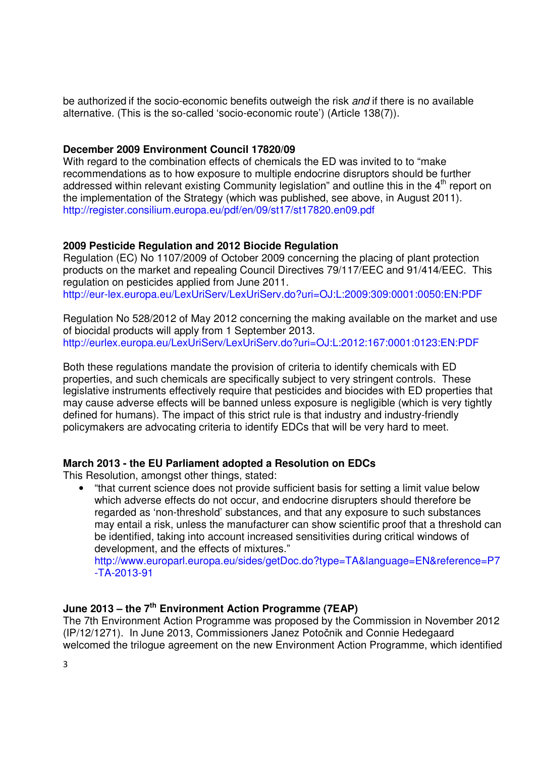be authorized if the socio-economic benefits outweigh the risk *and* if there is no available alternative. (This is the so-called 'socio-economic route') (Article 138(7)).

**December 2009 Environment Council 17820/09**

With regard to the combination effects of chemicals the ED was invited to to "make recommendations as to how exposure to multiple endocrine disruptors should be further addressed within relevant existing Community legislation" and outline this in the 4th report on the implementation of the Strategy (which was published, see above, in August 2011).
http://register.consilium.europa.eu/pdf/en/09/st17/st17820.en09.pdf

**2009 Pesticide Regulation and 2012 Biocide Regulation**

Regulation (EC) No 1107/2009 of October 2009 concerning the placing of plant protection products on the market and repealing Council Directives 79/117/EEC and 91/414/EEC. This regulation on pesticides applied from June 2011.
http://eur-lex.europa.eu/LexUriServ/LexUriServ.do?uri=OJ:L:2009:309:0001:0050:EN:PDF

Regulation No 528/2012 of May 2012 concerning the making available on the market and use of biocidal products will apply from 1 September 2013.
http://eurlex.europa.eu/LexUriServ/LexUriServ.do?uri=OJ:L:2012:167:0001:0123:EN:PDF

Both these regulations mandate the provision of criteria to identify chemicals with ED properties, and such chemicals are specifically subject to very stringent controls. These legislative instruments effectively require that pesticides and biocides with ED properties that may cause adverse effects will be banned unless exposure is negligible (which is very tightly defined for humans). The impact of this strict rule is that industry and industry-friendly policymakers are advocating criteria to identify EDCs that will be very hard to meet.

**March 2013 - the EU Parliament adopted a Resolution on EDCs**

This Resolution, amongst other things, stated:

- "that current science does not provide sufficient basis for setting a limit value below which adverse effects do not occur, and endocrine disrupters should therefore be regarded as 'non-threshold' substances, and that any exposure to such substances may entail a risk, unless the manufacturer can show scientific proof that a threshold can be identified, taking into account increased sensitivities during critical windows of development, and the effects of mixtures."
  http://www.europarl.europa.eu/sides/getDoc.do?type=TA&language=EN&reference=P7-TA-2013-91

**June 2013 – the 7th Environment Action Programme (7EAP)**

The 7th Environment Action Programme was proposed by the Commission in November 2012 (IP/12/1271). In June 2013, Commissioners Janez Potočnik and Connie Hedegaard welcomed the trilogue agreement on the new Environment Action Programme, which identified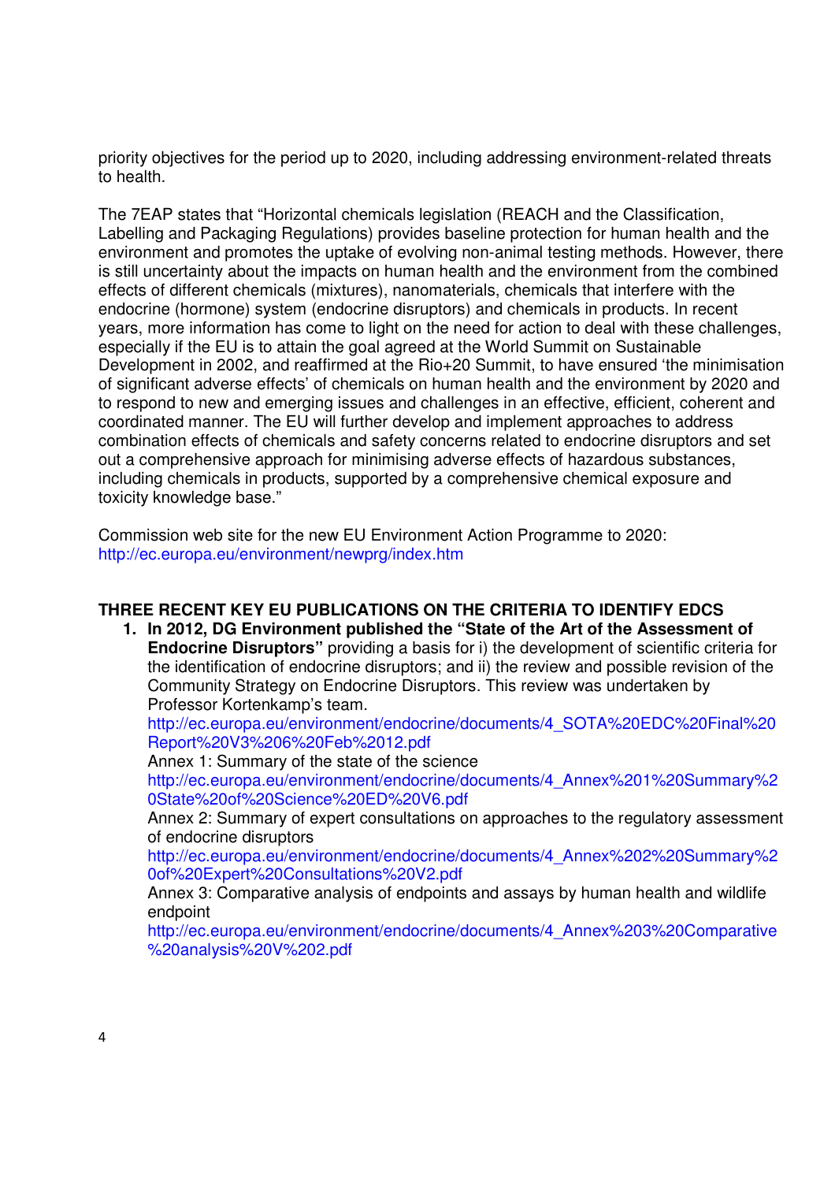priority objectives for the period up to 2020, including addressing environment-related threats to health.

The 7EAP states that "Horizontal chemicals legislation (REACH and the Classification, Labelling and Packaging Regulations) provides baseline protection for human health and the environment and promotes the uptake of evolving non-animal testing methods. However, there is still uncertainty about the impacts on human health and the environment from the combined effects of different chemicals (mixtures), nanomaterials, chemicals that interfere with the endocrine (hormone) system (endocrine disruptors) and chemicals in products. In recent years, more information has come to light on the need for action to deal with these challenges, especially if the EU is to attain the goal agreed at the World Summit on Sustainable Development in 2002, and reaffirmed at the Rio+20 Summit, to have ensured 'the minimisation of significant adverse effects' of chemicals on human health and the environment by 2020 and to respond to new and emerging issues and challenges in an effective, efficient, coherent and coordinated manner. The EU will further develop and implement approaches to address combination effects of chemicals and safety concerns related to endocrine disruptors and set out a comprehensive approach for minimising adverse effects of hazardous substances, including chemicals in products, supported by a comprehensive chemical exposure and toxicity knowledge base."

Commission web site for the new EU Environment Action Programme to 2020:
http://ec.europa.eu/environment/newprg/index.htm

## THREE RECENT KEY EU PUBLICATIONS ON THE CRITERIA TO IDENTIFY EDCS

1. **In 2012, DG Environment published the "State of the Art of the Assessment of Endocrine Disruptors"** providing a basis for i) the development of scientific criteria for the identification of endocrine disruptors; and ii) the review and possible revision of the Community Strategy on Endocrine Disruptors. This review was undertaken by Professor Kortenkamp's team.
   http://ec.europa.eu/environment/endocrine/documents/4_SOTA%20EDC%20Final%20Report%20V3%206%20Feb%2012.pdf
   Annex 1: Summary of the state of the science
   http://ec.europa.eu/environment/endocrine/documents/4_Annex%201%20Summary%20State%20of%20Science%20ED%20V6.pdf
   Annex 2: Summary of expert consultations on approaches to the regulatory assessment of endocrine disruptors
   http://ec.europa.eu/environment/endocrine/documents/4_Annex%202%20Summary%20of%20Expert%20Consultations%20V2.pdf
   Annex 3: Comparative analysis of endpoints and assays by human health and wildlife endpoint
   http://ec.europa.eu/environment/endocrine/documents/4_Annex%203%20Comparative%20analysis%20V%202.pdf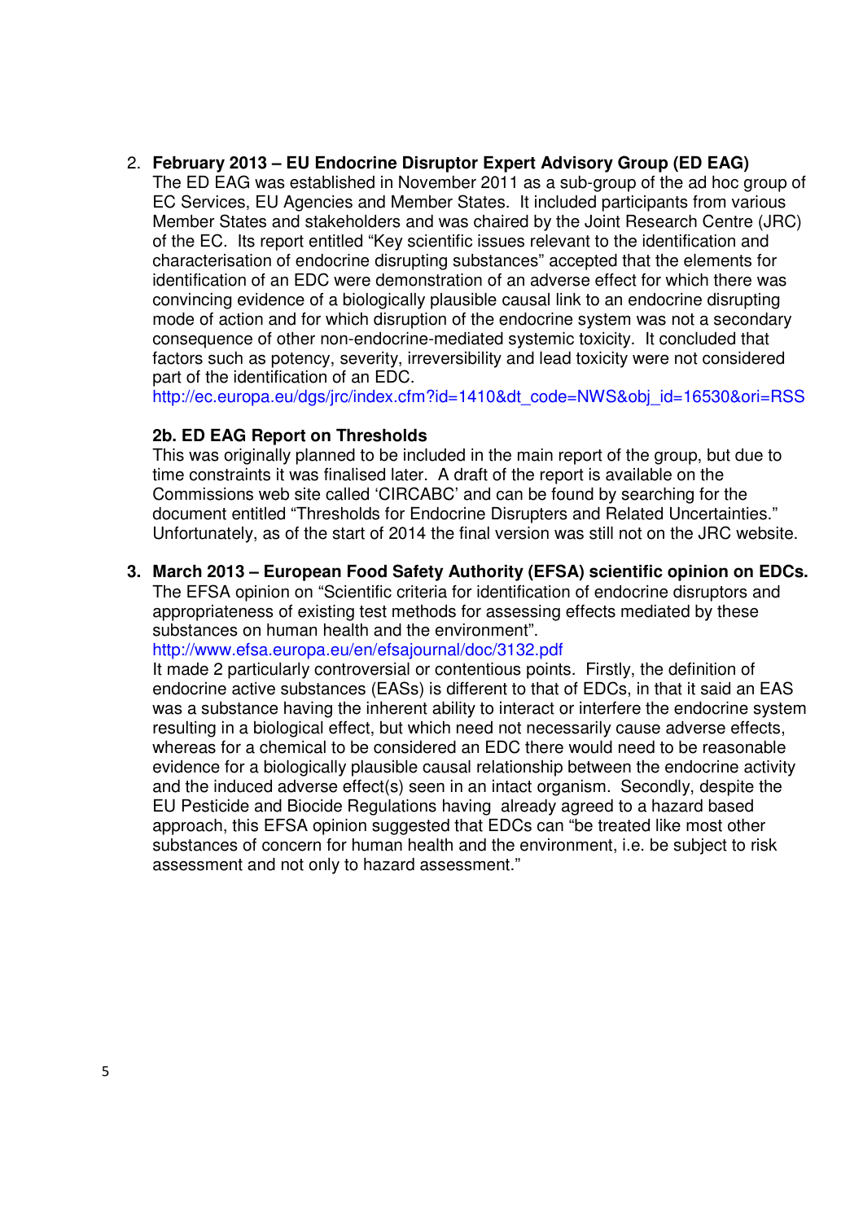2. **February 2013 – EU Endocrine Disruptor Expert Advisory Group (ED EAG)**
   The ED EAG was established in November 2011 as a sub-group of the ad hoc group of EC Services, EU Agencies and Member States. It included participants from various Member States and stakeholders and was chaired by the Joint Research Centre (JRC) of the EC. Its report entitled "Key scientific issues relevant to the identification and characterisation of endocrine disrupting substances" accepted that the elements for identification of an EDC were demonstration of an adverse effect for which there was convincing evidence of a biologically plausible causal link to an endocrine disrupting mode of action and for which disruption of the endocrine system was not a secondary consequence of other non-endocrine-mediated systemic toxicity. It concluded that factors such as potency, severity, irreversibility and lead toxicity were not considered part of the identification of an EDC.
   http://ec.europa.eu/dgs/jrc/index.cfm?id=1410&dt_code=NWS&obj_id=16530&ori=RSS

   **2b. ED EAG Report on Thresholds**
   This was originally planned to be included in the main report of the group, but due to time constraints it was finalised later. A draft of the report is available on the Commissions web site called 'CIRCABC' and can be found by searching for the document entitled "Thresholds for Endocrine Disrupters and Related Uncertainties." Unfortunately, as of the start of 2014 the final version was still not on the JRC website.

3. **March 2013 – European Food Safety Authority (EFSA) scientific opinion on EDCs.**
   The EFSA opinion on "Scientific criteria for identification of endocrine disruptors and appropriateness of existing test methods for assessing effects mediated by these substances on human health and the environment".
   http://www.efsa.europa.eu/en/efsajournal/doc/3132.pdf
   It made 2 particularly controversial or contentious points. Firstly, the definition of endocrine active substances (EASs) is different to that of EDCs, in that it said an EAS was a substance having the inherent ability to interact or interfere the endocrine system resulting in a biological effect, but which need not necessarily cause adverse effects, whereas for a chemical to be considered an EDC there would need to be reasonable evidence for a biologically plausible causal relationship between the endocrine activity and the induced adverse effect(s) seen in an intact organism. Secondly, despite the EU Pesticide and Biocide Regulations having already agreed to a hazard based approach, this EFSA opinion suggested that EDCs can "be treated like most other substances of concern for human health and the environment, i.e. be subject to risk assessment and not only to hazard assessment."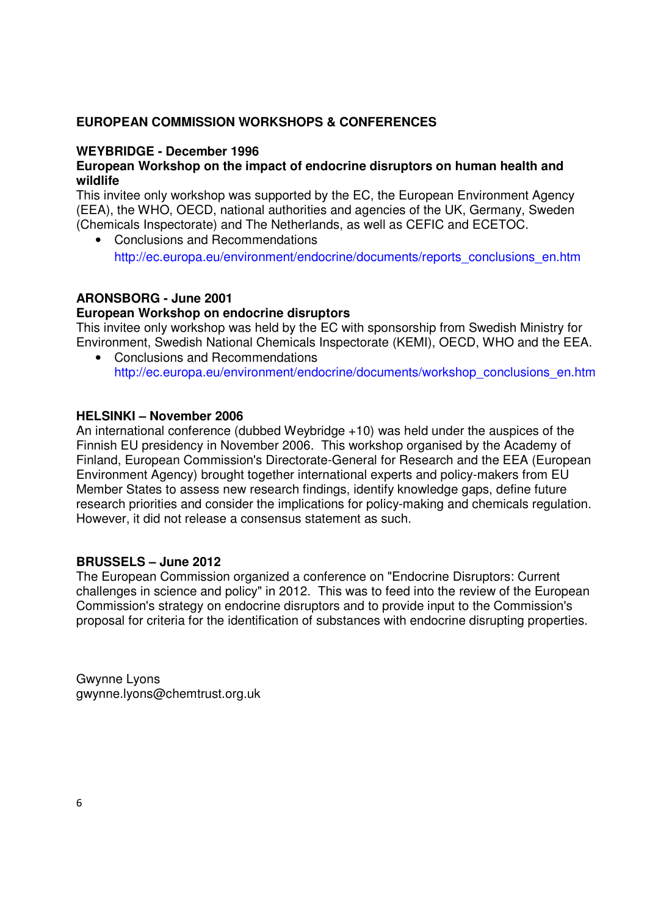## EUROPEAN COMMISSION WORKSHOPS & CONFERENCES

### WEYBRIDGE - December 1996

**European Workshop on the impact of endocrine disruptors on human health and wildlife**

This invitee only workshop was supported by the EC, the European Environment Agency (EEA), the WHO, OECD, national authorities and agencies of the UK, Germany, Sweden (Chemicals Inspectorate) and The Netherlands, as well as CEFIC and ECETOC.

- Conclusions and Recommendations
  http://ec.europa.eu/environment/endocrine/documents/reports_conclusions_en.htm

### ARONSBORG - June 2001

**European Workshop on endocrine disruptors**

This invitee only workshop was held by the EC with sponsorship from Swedish Ministry for Environment, Swedish National Chemicals Inspectorate (KEMI), OECD, WHO and the EEA.

- Conclusions and Recommendations
  http://ec.europa.eu/environment/endocrine/documents/workshop_conclusions_en.htm

### HELSINKI – November 2006

An international conference (dubbed Weybridge +10) was held under the auspices of the Finnish EU presidency in November 2006. This workshop organised by the Academy of Finland, European Commission's Directorate-General for Research and the EEA (European Environment Agency) brought together international experts and policy-makers from EU Member States to assess new research findings, identify knowledge gaps, define future research priorities and consider the implications for policy-making and chemicals regulation. However, it did not release a consensus statement as such.

### BRUSSELS – June 2012

The European Commission organized a conference on "Endocrine Disruptors: Current challenges in science and policy" in 2012. This was to feed into the review of the European Commission's strategy on endocrine disruptors and to provide input to the Commission's proposal for criteria for the identification of substances with endocrine disrupting properties.

Gwynne Lyons
gwynne.lyons@chemtrust.org.uk